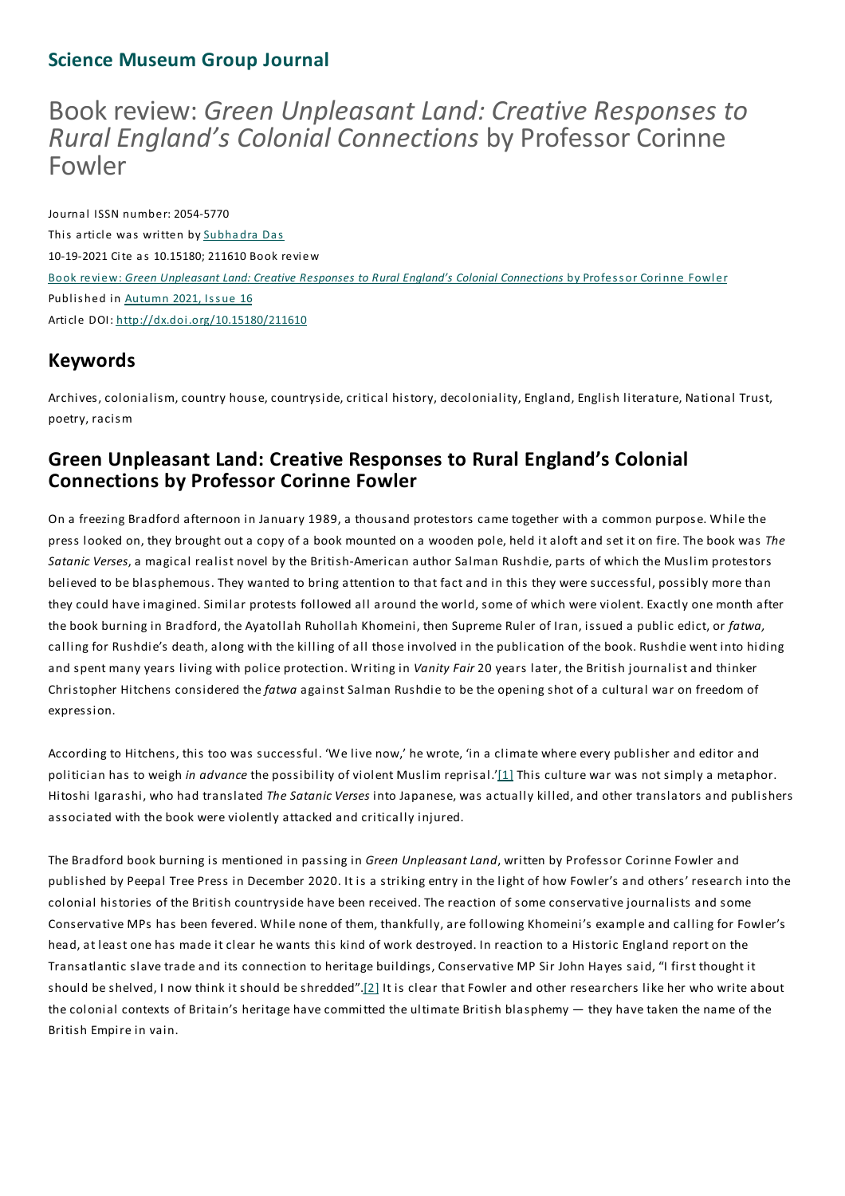## Science Museum Group Journal

# Book review: *Green Unpleasant Land: Creative Responses to Rural England's Colonial Connections* by Professor Corinne Fowler

Journal ISSN number: 2054-5770

This article was written by Subhadra Das

10-19-2021 Cite as 10.15180; 211610 Book review

Book review: *Green Unpleasant Land: Creative Responses to Rural England's Colonial Connections* by Professor Corinne Fowler

Published in Autumn 2021, Issue 16

Article DOI: http://dx.doi.org/10.15180/211610

## Keywords

Archives, colonialism, country house, countryside, critical history, decoloniality, England, English literature, National Trust, poetry, racism

## Green Unpleasant Land: Creative Responses to Rural England's Colonial Connections by Professor Corinne Fowler

On a freezing Bradford afternoon in January 1989, a thousand protestors came together with a common purpose. While the press looked on, they brought out a copy of a book mounted on a wooden pole, held it aloft and set it on fire. The book was *The Satanic Verses*, a magical realist novel by the British-American author Salman Rushdie, parts of which the Muslim protestors believed to be blasphemous. They wanted to bring attention to that fact and in this they were successful, possibly more than they could have imagined. Similar protests followed all around the world, some of which were violent. Exactly one month after the book burning in Bradford, the Ayatollah Ruhollah Khomeini, then Supreme Ruler of Iran, issued a public edict, or *fatwa,* calling for Rushdie's death, along with the killing of all those involved in the publication of the book. Rushdie went into hiding and spent many years living with police protection. Writing in *Vanity Fair* 20 years later, the British journalist and thinker Christopher Hitchens considered the *fatwa* against Salman Rushdie to be the opening shot of a cultural war on freedom of expression.

According to Hitchens, this too was successful. 'We live now,' he wrote, 'in a climate where every publisher and editor and politician has to weigh *in advance* the possibility of violent Muslim reprisal.'[1] This culture war was not simply a metaphor. Hitoshi Igarashi, who had translated *The Satanic Verses* into Japanese, was actually killed, and other translators and publishers associated with the book were violently attacked and critically injured.

The Bradford book burning is mentioned in passing in *Green Unpleasant Land*, written by Professor Corinne Fowler and published by Peepal Tree Press in December 2020. It is a striking entry in the light of how Fowler's and others' research into the colonial histories of the British countryside have been received. The reaction of some conservative journalists and some Conservative MPs has been fevered. While none of them, thankfully, are following Khomeini's example and calling for Fowler's head, at least one has made it clear he wants this kind of work destroyed. In reaction to a Historic England report on the Transatlantic slave trade and its connection to heritage buildings, Conservative MP Sir John Hayes said, "I first thought it should be shelved, I now think it should be shredded".[2] It is clear that Fowler and other researchers like her who write about the colonial contexts of Britain's heritage have committed the ultimate British blasphemy — they have taken the name of the British Empire in vain.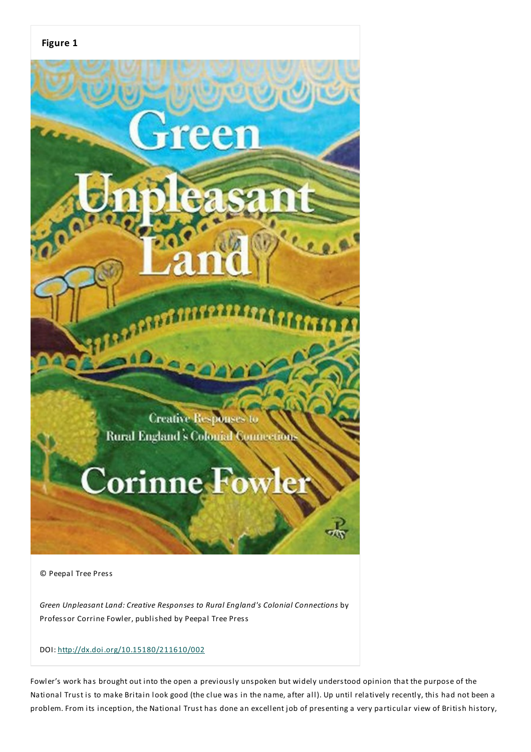**Figure 1**

© Peepal Tree Press

*Green Unpleasant Land: Creative Responses to Rural England's Colonial Connections* by Professor Corrine Fowler, published by Peepal Tree Press

DOI: http://dx.doi.org/10.15180/211610/002

Fowler's work has brought out into the open a previously unspoken but widely understood opinion that the purpose of the National Trust is to make Britain look good (the clue was in the name, after all). Up until relatively recently, this had not been a problem. From its inception, the National Trust has done an excellent job of presenting a very particular view of British history,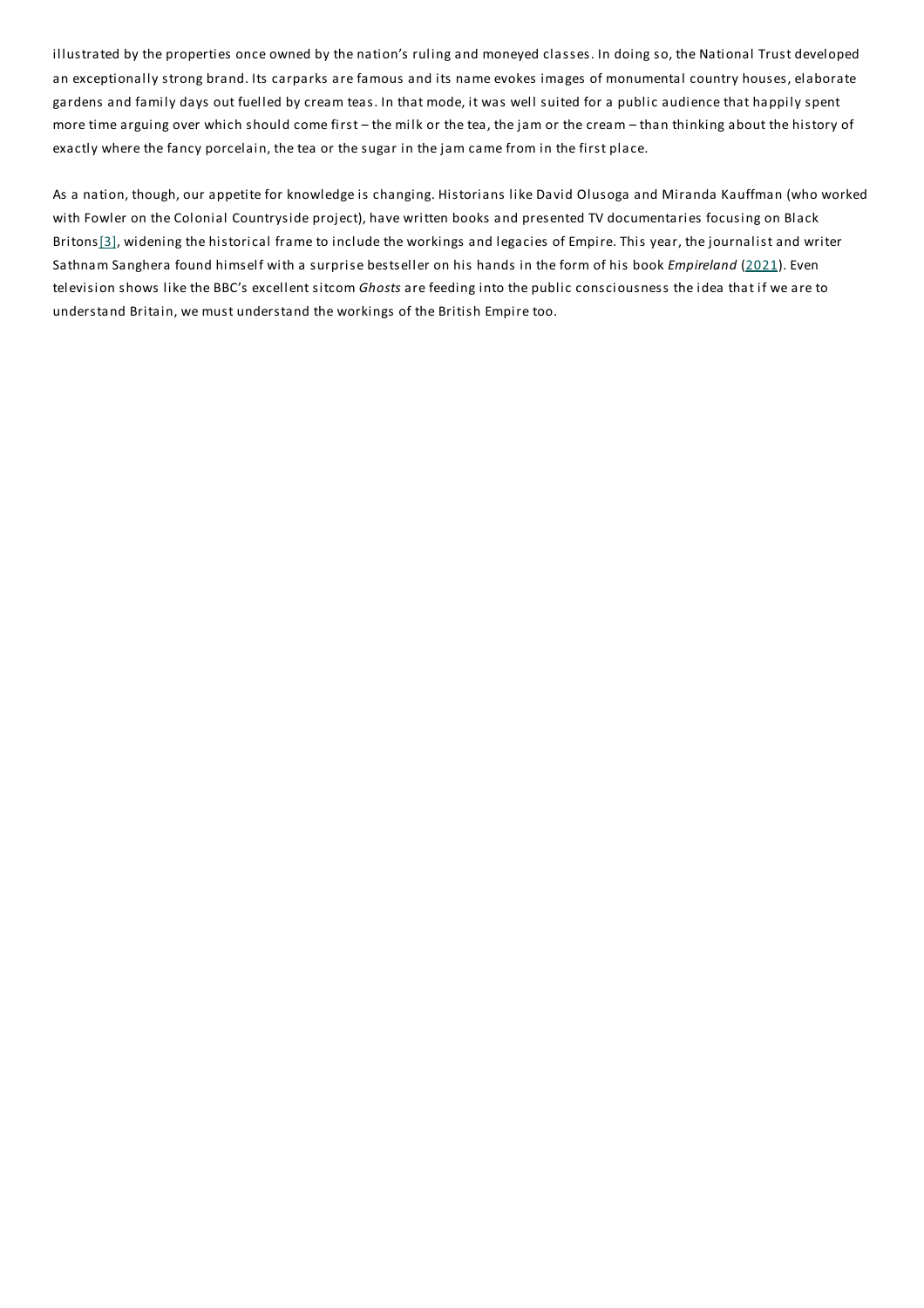illustrated by the properties once owned by the nation's ruling and moneyed classes. In doing so, the National Trust developed an exceptionally strong brand. Its carparks are famous and its name evokes images of monumental country houses, elaborate gardens and family days out fuelled by cream teas. In that mode, it was well suited for a public audience that happily spent more time arguing over which should come first – the milk or the tea, the jam or the cream – than thinking about the history of exactly where the fancy porcelain, the tea or the sugar in the jam came from in the first place.

As a nation, though, our appetite for knowledge is changing. Historians like David Olusoga and Miranda Kauffman (who worked with Fowler on the Colonial Countryside project), have written books and presented TV documentaries focusing on Black Britons[3], widening the historical frame to include the workings and legacies of Empire. This year, the journalist and writer Sathnam Sanghera found himself with a surprise bestseller on his hands in the form of his book *Empireland* (2021). Even television shows like the BBC's excellent sitcom *Ghosts* are feeding into the public consciousness the idea that if we are to understand Britain, we must understand the workings of the British Empire too.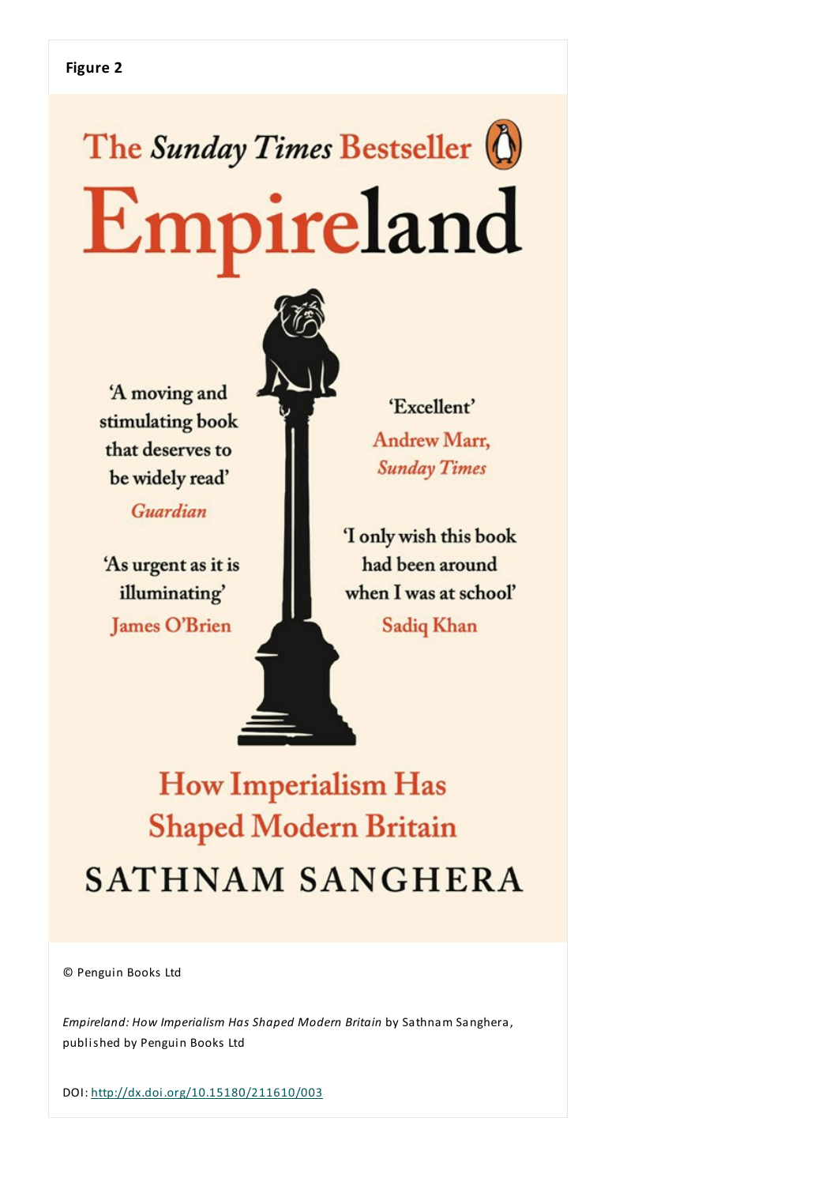**Figure 2**

The *Sunday Times* Bestseller

# Empireland

'A moving and stimulating book that deserves to be widely read'
*Guardian*

'As urgent as it is illuminating'
James O'Brien

'Excellent'
Andrew Marr, *Sunday Times*

'I only wish this book had been around when I was at school'
Sadiq Khan

How Imperialism Has Shaped Modern Britain

SATHNAM SANGHERA

© Penguin Books Ltd

*Empireland: How Imperialism Has Shaped Modern Britain* by Sathnam Sanghera, published by Penguin Books Ltd

DOI: http://dx.doi.org/10.15180/211610/003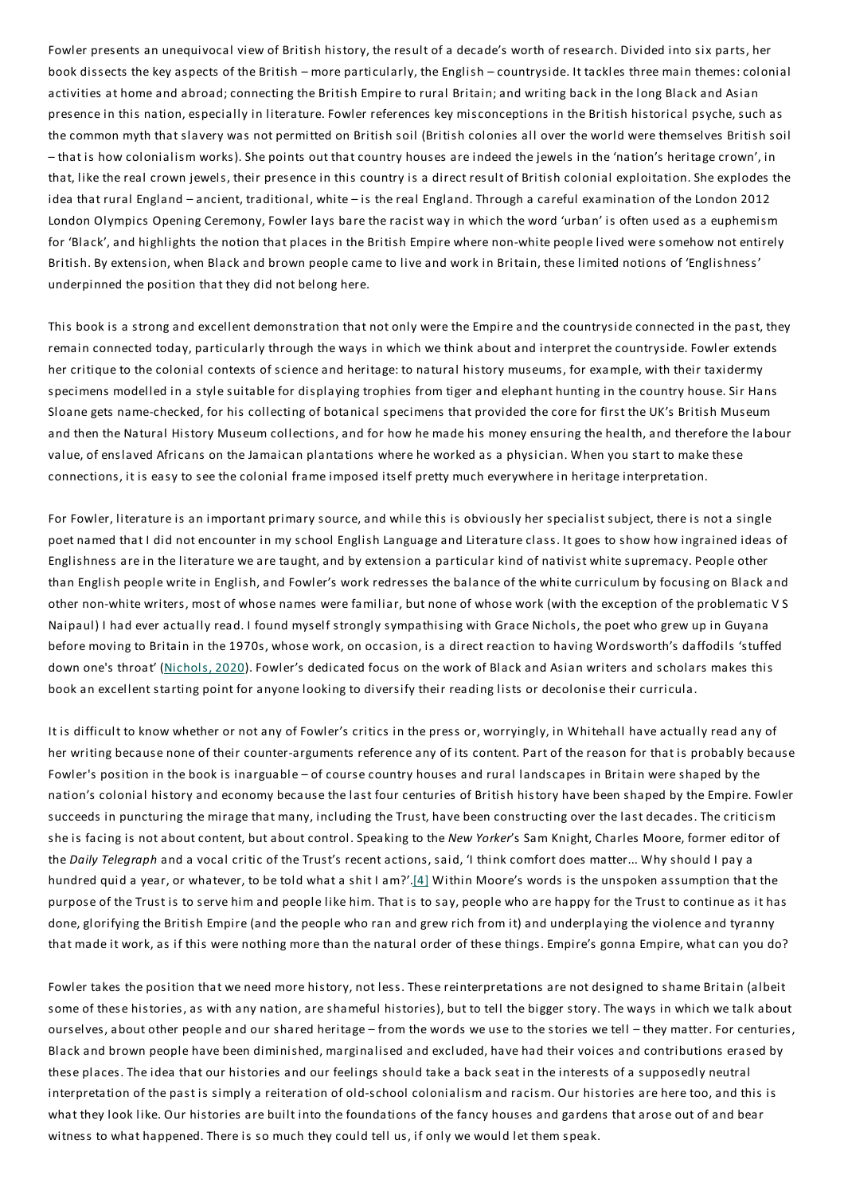Fowler presents an unequivocal view of British history, the result of a decade's worth of research. Divided into six parts, her book dissects the key aspects of the British – more particularly, the English – countryside. It tackles three main themes: colonial activities at home and abroad; connecting the British Empire to rural Britain; and writing back in the long Black and Asian presence in this nation, especially in literature. Fowler references key misconceptions in the British historical psyche, such as the common myth that slavery was not permitted on British soil (British colonies all over the world were themselves British soil – that is how colonialism works). She points out that country houses are indeed the jewels in the 'nation's heritage crown', in that, like the real crown jewels, their presence in this country is a direct result of British colonial exploitation. She explodes the idea that rural England – ancient, traditional, white – is the real England. Through a careful examination of the London 2012 London Olympics Opening Ceremony, Fowler lays bare the racist way in which the word 'urban' is often used as a euphemism for 'Black', and highlights the notion that places in the British Empire where non-white people lived were somehow not entirely British. By extension, when Black and brown people came to live and work in Britain, these limited notions of 'Englishness' underpinned the position that they did not belong here.

This book is a strong and excellent demonstration that not only were the Empire and the countryside connected in the past, they remain connected today, particularly through the ways in which we think about and interpret the countryside. Fowler extends her critique to the colonial contexts of science and heritage: to natural history museums, for example, with their taxidermy specimens modelled in a style suitable for displaying trophies from tiger and elephant hunting in the country house. Sir Hans Sloane gets name-checked, for his collecting of botanical specimens that provided the core for first the UK's British Museum and then the Natural History Museum collections, and for how he made his money ensuring the health, and therefore the labour value, of enslaved Africans on the Jamaican plantations where he worked as a physician. When you start to make these connections, it is easy to see the colonial frame imposed itself pretty much everywhere in heritage interpretation.

For Fowler, literature is an important primary source, and while this is obviously her specialist subject, there is not a single poet named that I did not encounter in my school English Language and Literature class. It goes to show how ingrained ideas of Englishness are in the literature we are taught, and by extension a particular kind of nativist white supremacy. People other than English people write in English, and Fowler's work redresses the balance of the white curriculum by focusing on Black and other non-white writers, most of whose names were familiar, but none of whose work (with the exception of the problematic V S Naipaul) I had ever actually read. I found myself strongly sympathising with Grace Nichols, the poet who grew up in Guyana before moving to Britain in the 1970s, whose work, on occasion, is a direct reaction to having Wordsworth's daffodils 'stuffed down one's throat' (Nichols, 2020). Fowler's dedicated focus on the work of Black and Asian writers and scholars makes this book an excellent starting point for anyone looking to diversify their reading lists or decolonise their curricula.

It is difficult to know whether or not any of Fowler's critics in the press or, worryingly, in Whitehall have actually read any of her writing because none of their counter-arguments reference any of its content. Part of the reason for that is probably because Fowler's position in the book is inarguable – of course country houses and rural landscapes in Britain were shaped by the nation's colonial history and economy because the last four centuries of British history have been shaped by the Empire. Fowler succeeds in puncturing the mirage that many, including the Trust, have been constructing over the last decades. The criticism she is facing is not about content, but about control. Speaking to the *New Yorker*'s Sam Knight, Charles Moore, former editor of the *Daily Telegraph* and a vocal critic of the Trust's recent actions, said, 'I think comfort does matter... Why should I pay a hundred quid a year, or whatever, to be told what a shit I am?'.[4] Within Moore's words is the unspoken assumption that the purpose of the Trust is to serve him and people like him. That is to say, people who are happy for the Trust to continue as it has done, glorifying the British Empire (and the people who ran and grew rich from it) and underplaying the violence and tyranny that made it work, as if this were nothing more than the natural order of these things. Empire's gonna Empire, what can you do?

Fowler takes the position that we need more history, not less. These reinterpretations are not designed to shame Britain (albeit some of these histories, as with any nation, are shameful histories), but to tell the bigger story. The ways in which we talk about ourselves, about other people and our shared heritage – from the words we use to the stories we tell – they matter. For centuries, Black and brown people have been diminished, marginalised and excluded, have had their voices and contributions erased by these places. The idea that our histories and our feelings should take a back seat in the interests of a supposedly neutral interpretation of the past is simply a reiteration of old-school colonialism and racism. Our histories are here too, and this is what they look like. Our histories are built into the foundations of the fancy houses and gardens that arose out of and bear witness to what happened. There is so much they could tell us, if only we would let them speak.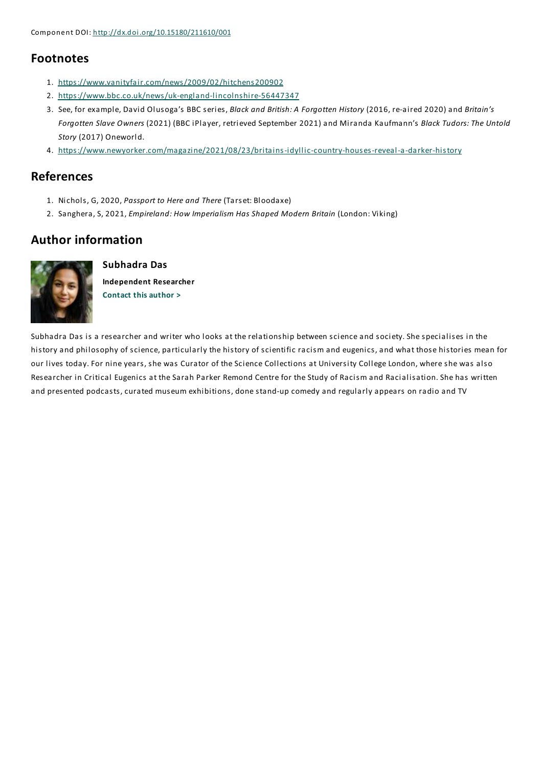Component DOI: http://dx.doi.org/10.15180/211610/001

## Footnotes

1. https://www.vanityfair.com/news/2009/02/hitchens200902
2. https://www.bbc.co.uk/news/uk-england-lincolnshire-56447347
3. See, for example, David Olusoga's BBC series, *Black and British: A Forgotten History* (2016, re-aired 2020) and *Britain's Forgotten Slave Owners* (2021) (BBC iPlayer, retrieved September 2021) and Miranda Kaufmann's *Black Tudors: The Untold Story* (2017) Oneworld.
4. https://www.newyorker.com/magazine/2021/08/23/britains-idyllic-country-houses-reveal-a-darker-history

## References

1. Nichols, G, 2020, *Passport to Here and There* (Tarset: Bloodaxe)
2. Sanghera, S, 2021, *Empireland: How Imperialism Has Shaped Modern Britain* (London: Viking)

## Author information

**Subhadra Das**

**Independent Researcher**

**Contact this author >**

Subhadra Das is a researcher and writer who looks at the relationship between science and society. She specialises in the history and philosophy of science, particularly the history of scientific racism and eugenics, and what those histories mean for our lives today. For nine years, she was Curator of the Science Collections at University College London, where she was also Researcher in Critical Eugenics at the Sarah Parker Remond Centre for the Study of Racism and Racialisation. She has written and presented podcasts, curated museum exhibitions, done stand-up comedy and regularly appears on radio and TV